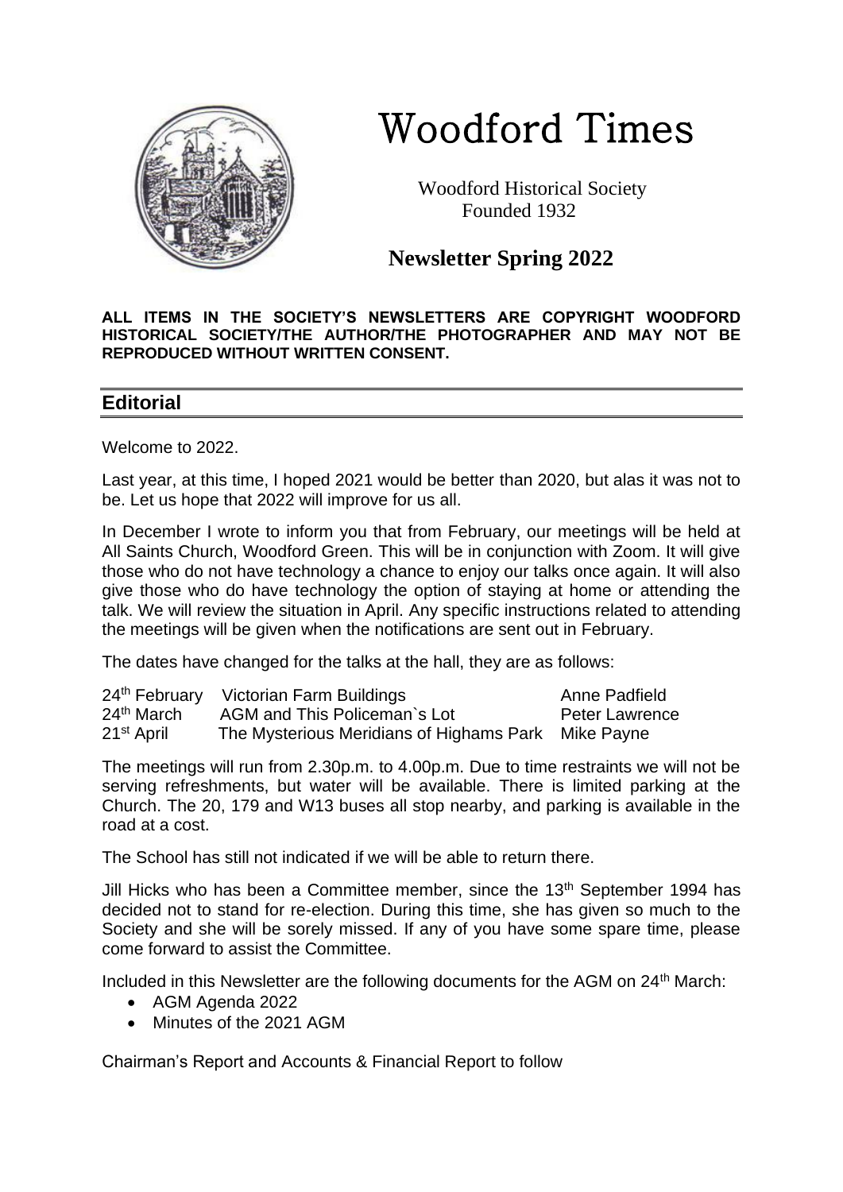# Woodford Times

Woodford Historical Society
Founded 1932

## Newsletter Spring 2022

**ALL ITEMS IN THE SOCIETY'S NEWSLETTERS ARE COPYRIGHT WOODFORD HISTORICAL SOCIETY/THE AUTHOR/THE PHOTOGRAPHER AND MAY NOT BE REPRODUCED WITHOUT WRITTEN CONSENT.**

## Editorial

Welcome to 2022.

Last year, at this time, I hoped 2021 would be better than 2020, but alas it was not to be. Let us hope that 2022 will improve for us all.

In December I wrote to inform you that from February, our meetings will be held at All Saints Church, Woodford Green. This will be in conjunction with Zoom. It will give those who do not have technology a chance to enjoy our talks once again. It will also give those who do have technology the option of staying at home or attending the talk. We will review the situation in April. Any specific instructions related to attending the meetings will be given when the notifications are sent out in February.

The dates have changed for the talks at the hall, they are as follows:

| | | |
|---|---|---|
| 24th February | Victorian Farm Buildings | Anne Padfield |
| 24th March | AGM and This Policeman`s Lot | Peter Lawrence |
| 21st April | The Mysterious Meridians of Highams Park | Mike Payne |

The meetings will run from 2.30p.m. to 4.00p.m. Due to time restraints we will not be serving refreshments, but water will be available. There is limited parking at the Church. The 20, 179 and W13 buses all stop nearby, and parking is available in the road at a cost.

The School has still not indicated if we will be able to return there.

Jill Hicks who has been a Committee member, since the 13th September 1994 has decided not to stand for re-election. During this time, she has given so much to the Society and she will be sorely missed. If any of you have some spare time, please come forward to assist the Committee.

Included in this Newsletter are the following documents for the AGM on 24th March:

- AGM Agenda 2022
- Minutes of the 2021 AGM

Chairman's Report and Accounts & Financial Report to follow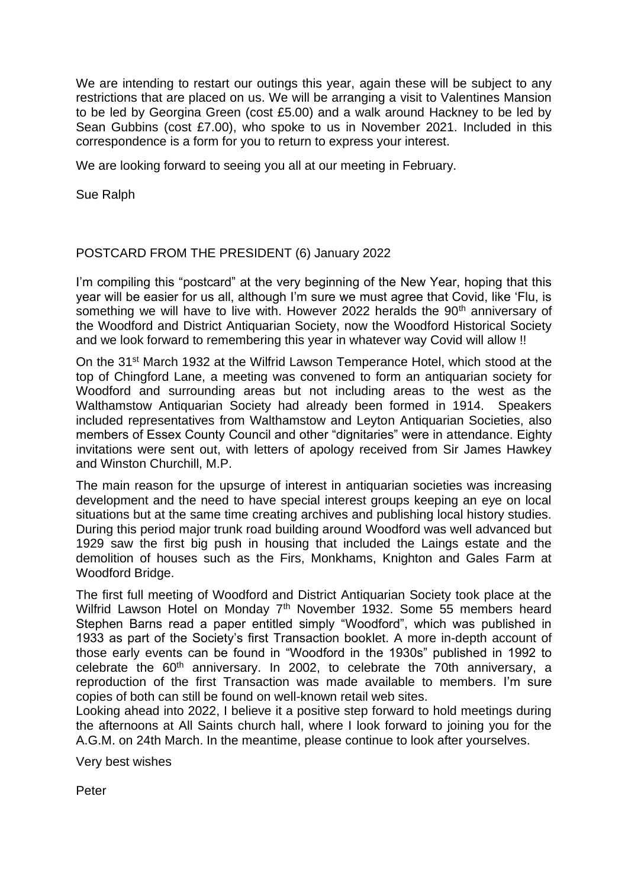We are intending to restart our outings this year, again these will be subject to any restrictions that are placed on us. We will be arranging a visit to Valentines Mansion to be led by Georgina Green (cost £5.00) and a walk around Hackney to be led by Sean Gubbins (cost £7.00), who spoke to us in November 2021. Included in this correspondence is a form for you to return to express your interest.

We are looking forward to seeing you all at our meeting in February.

Sue Ralph

## POSTCARD FROM THE PRESIDENT (6) January 2022

I'm compiling this "postcard" at the very beginning of the New Year, hoping that this year will be easier for us all, although I'm sure we must agree that Covid, like 'Flu, is something we will have to live with. However 2022 heralds the 90th anniversary of the Woodford and District Antiquarian Society, now the Woodford Historical Society and we look forward to remembering this year in whatever way Covid will allow !!

On the 31st March 1932 at the Wilfrid Lawson Temperance Hotel, which stood at the top of Chingford Lane, a meeting was convened to form an antiquarian society for Woodford and surrounding areas but not including areas to the west as the Walthamstow Antiquarian Society had already been formed in 1914. Speakers included representatives from Walthamstow and Leyton Antiquarian Societies, also members of Essex County Council and other "dignitaries" were in attendance. Eighty invitations were sent out, with letters of apology received from Sir James Hawkey and Winston Churchill, M.P.

The main reason for the upsurge of interest in antiquarian societies was increasing development and the need to have special interest groups keeping an eye on local situations but at the same time creating archives and publishing local history studies. During this period major trunk road building around Woodford was well advanced but 1929 saw the first big push in housing that included the Laings estate and the demolition of houses such as the Firs, Monkhams, Knighton and Gales Farm at Woodford Bridge.

The first full meeting of Woodford and District Antiquarian Society took place at the Wilfrid Lawson Hotel on Monday 7th November 1932. Some 55 members heard Stephen Barns read a paper entitled simply "Woodford", which was published in 1933 as part of the Society's first Transaction booklet. A more in-depth account of those early events can be found in "Woodford in the 1930s" published in 1992 to celebrate the 60th anniversary. In 2002, to celebrate the 70th anniversary, a reproduction of the first Transaction was made available to members. I'm sure copies of both can still be found on well-known retail web sites.

Looking ahead into 2022, I believe it a positive step forward to hold meetings during the afternoons at All Saints church hall, where I look forward to joining you for the A.G.M. on 24th March. In the meantime, please continue to look after yourselves.

Very best wishes

Peter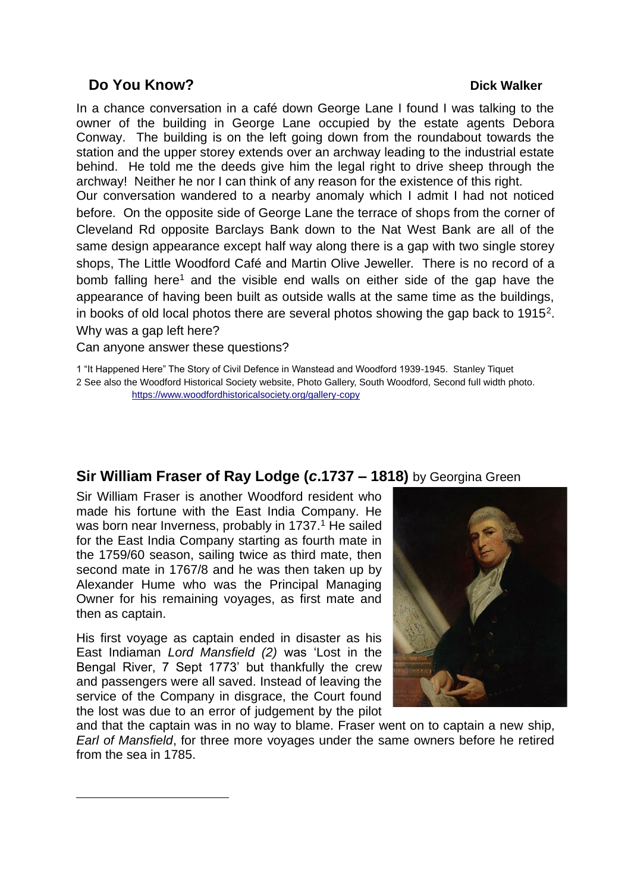## Do You Know?

**Dick Walker**

In a chance conversation in a café down George Lane I found I was talking to the owner of the building in George Lane occupied by the estate agents Debora Conway. The building is on the left going down from the roundabout towards the station and the upper storey extends over an archway leading to the industrial estate behind. He told me the deeds give him the legal right to drive sheep through the archway! Neither he nor I can think of any reason for the existence of this right.

Our conversation wandered to a nearby anomaly which I admit I had not noticed before. On the opposite side of George Lane the terrace of shops from the corner of Cleveland Rd opposite Barclays Bank down to the Nat West Bank are all of the same design appearance except half way along there is a gap with two single storey shops, The Little Woodford Café and Martin Olive Jeweller. There is no record of a bomb falling here[1] and the visible end walls on either side of the gap have the appearance of having been built as outside walls at the same time as the buildings, in books of old local photos there are several photos showing the gap back to 1915[2].

Why was a gap left here?

Can anyone answer these questions?

1 "It Happened Here" The Story of Civil Defence in Wanstead and Woodford 1939-1945. Stanley Tiquet

2 See also the Woodford Historical Society website, Photo Gallery, South Woodford, Second full width photo. https://www.woodfordhistoricalsociety.org/gallery-copy

## Sir William Fraser of Ray Lodge (*c*.1737 – 1818) by Georgina Green

Sir William Fraser is another Woodford resident who made his fortune with the East India Company. He was born near Inverness, probably in 1737.[1] He sailed for the East India Company starting as fourth mate in the 1759/60 season, sailing twice as third mate, then second mate in 1767/8 and he was then taken up by Alexander Hume who was the Principal Managing Owner for his remaining voyages, as first mate and then as captain.

His first voyage as captain ended in disaster as his East Indiaman *Lord Mansfield (2)* was 'Lost in the Bengal River, 7 Sept 1773' but thankfully the crew and passengers were all saved. Instead of leaving the service of the Company in disgrace, the Court found the lost was due to an error of judgement by the pilot and that the captain was in no way to blame. Fraser went on to captain a new ship, *Earl of Mansfield*, for three more voyages under the same owners before he retired from the sea in 1785.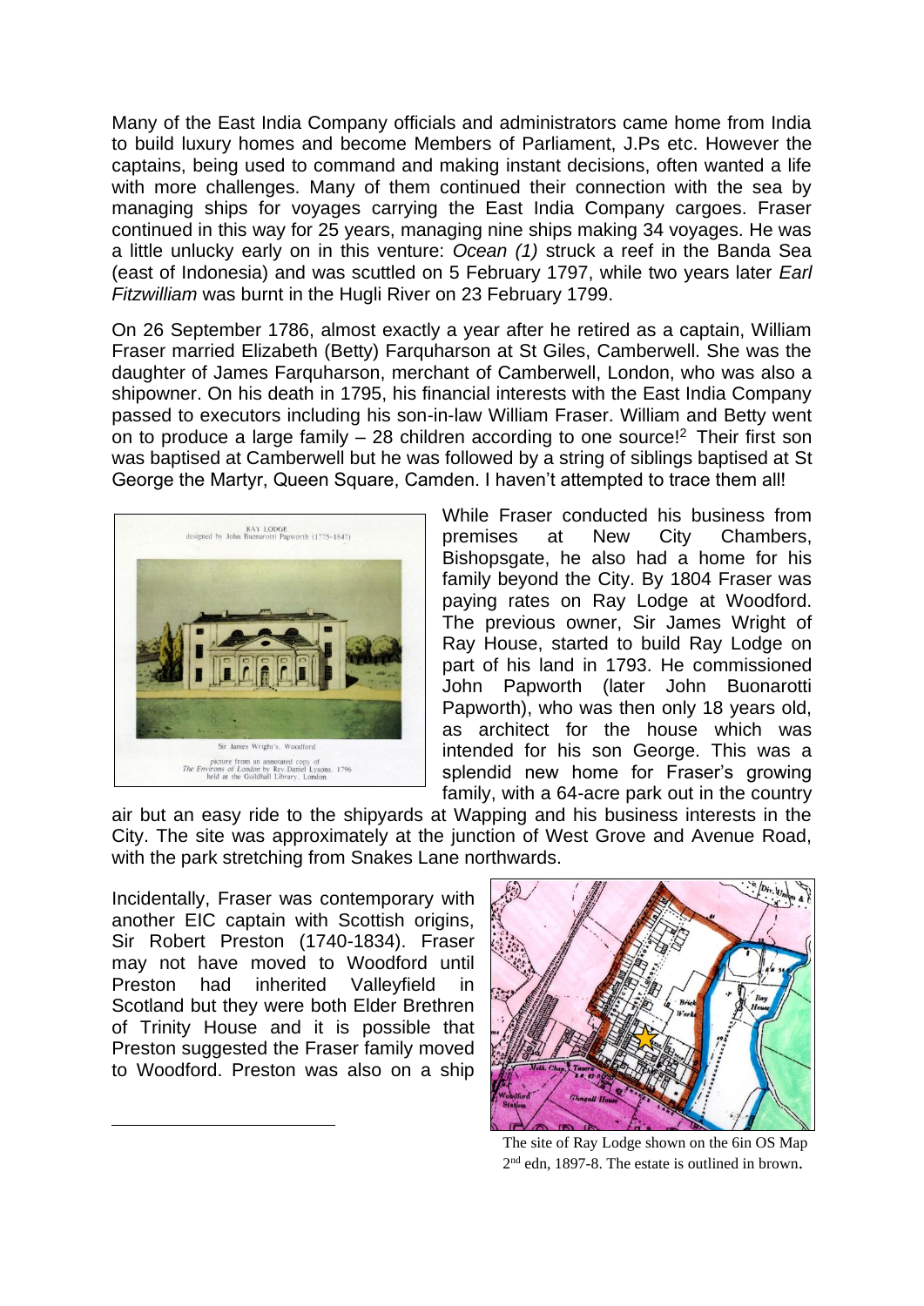Many of the East India Company officials and administrators came home from India to build luxury homes and become Members of Parliament, J.Ps etc. However the captains, being used to command and making instant decisions, often wanted a life with more challenges. Many of them continued their connection with the sea by managing ships for voyages carrying the East India Company cargoes. Fraser continued in this way for 25 years, managing nine ships making 34 voyages. He was a little unlucky early on in this venture: *Ocean (1)* struck a reef in the Banda Sea (east of Indonesia) and was scuttled on 5 February 1797, while two years later *Earl Fitzwilliam* was burnt in the Hugli River on 23 February 1799.

On 26 September 1786, almost exactly a year after he retired as a captain, William Fraser married Elizabeth (Betty) Farquharson at St Giles, Camberwell. She was the daughter of James Farquharson, merchant of Camberwell, London, who was also a shipowner. On his death in 1795, his financial interests with the East India Company passed to executors including his son-in-law William Fraser. William and Betty went on to produce a large family – 28 children according to one source![2] Their first son was baptised at Camberwell but he was followed by a string of siblings baptised at St George the Martyr, Queen Square, Camden. I haven't attempted to trace them all!

RAY LODGE
designed by John Buonarotti Papworth (1775-1847)

Sir James Wright's, Woodford

picture from an annotated copy of
*The Environs of London* by Rev. Daniel Lysons, 1796
held at the Guildhall Library, London

While Fraser conducted his business from premises at New City Chambers, Bishopsgate, he also had a home for his family beyond the City. By 1804 Fraser was paying rates on Ray Lodge at Woodford. The previous owner, Sir James Wright of Ray House, started to build Ray Lodge on part of his land in 1793. He commissioned John Papworth (later John Buonarotti Papworth), who was then only 18 years old, as architect for the house which was intended for his son George. This was a splendid new home for Fraser's growing family, with a 64-acre park out in the country air but an easy ride to the shipyards at Wapping and his business interests in the City. The site was approximately at the junction of West Grove and Avenue Road, with the park stretching from Snakes Lane northwards.

Incidentally, Fraser was contemporary with another EIC captain with Scottish origins, Sir Robert Preston (1740-1834). Fraser may not have moved to Woodford until Preston had inherited Valleyfield in Scotland but they were both Elder Brethren of Trinity House and it is possible that Preston suggested the Fraser family moved to Woodford. Preston was also on a ship

The site of Ray Lodge shown on the 6in OS Map 2nd edn, 1897-8. The estate is outlined in brown.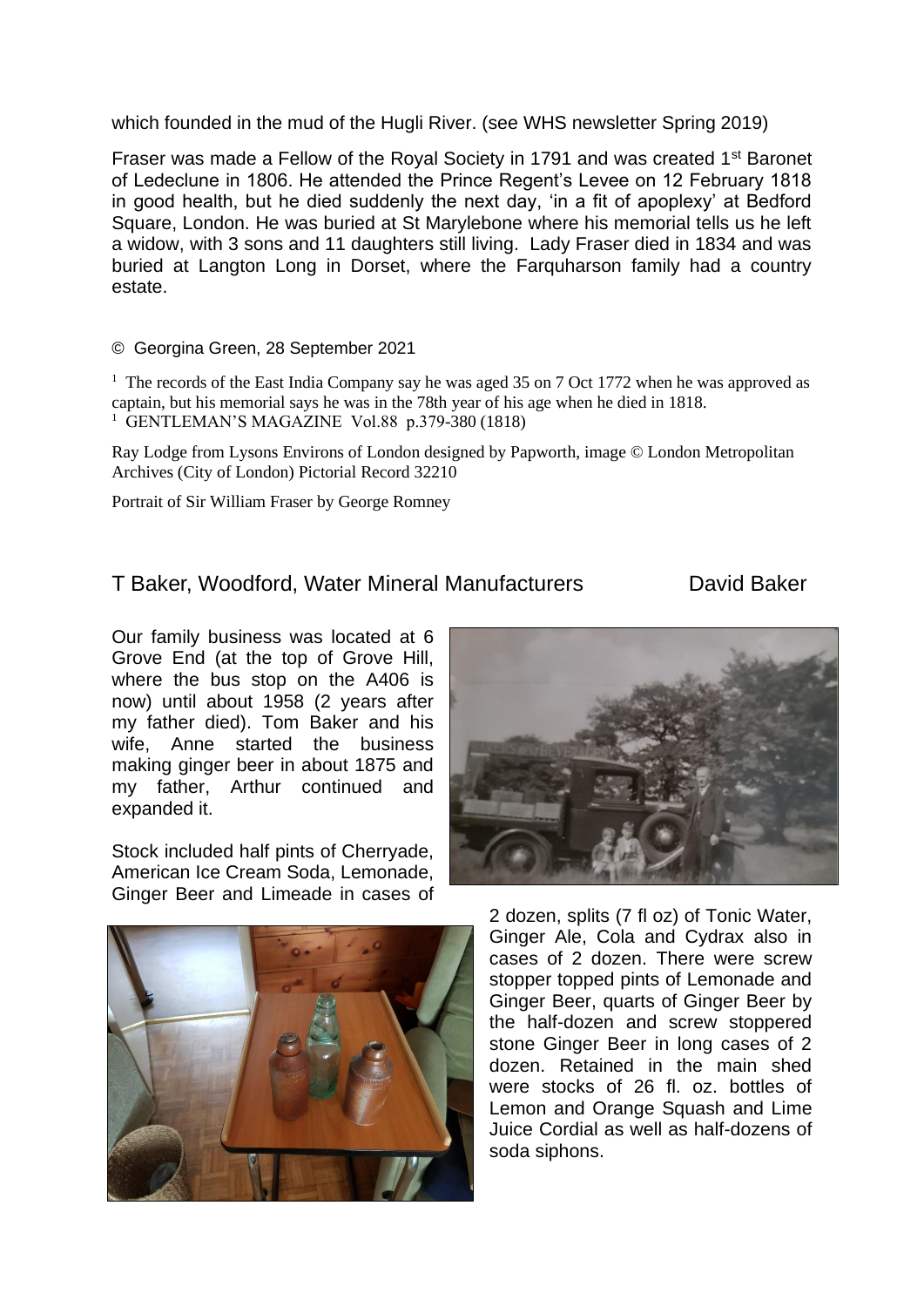which founded in the mud of the Hugli River. (see WHS newsletter Spring 2019)

Fraser was made a Fellow of the Royal Society in 1791 and was created 1st Baronet of Ledeclune in 1806. He attended the Prince Regent's Levee on 12 February 1818 in good health, but he died suddenly the next day, 'in a fit of apoplexy' at Bedford Square, London. He was buried at St Marylebone where his memorial tells us he left a widow, with 3 sons and 11 daughters still living. Lady Fraser died in 1834 and was buried at Langton Long in Dorset, where the Farquharson family had a country estate.

© Georgina Green, 28 September 2021

[1] The records of the East India Company say he was aged 35 on 7 Oct 1772 when he was approved as captain, but his memorial says he was in the 78th year of his age when he died in 1818.
[1] GENTLEMAN'S MAGAZINE Vol.88 p.379-380 (1818)

Ray Lodge from Lysons Environs of London designed by Papworth, image © London Metropolitan Archives (City of London) Pictorial Record 32210

Portrait of Sir William Fraser by George Romney

## T Baker, Woodford, Water Mineral Manufacturers — David Baker

Our family business was located at 6 Grove End (at the top of Grove Hill, where the bus stop on the A406 is now) until about 1958 (2 years after my father died). Tom Baker and his wife, Anne started the business making ginger beer in about 1875 and my father, Arthur continued and expanded it.

Stock included half pints of Cherryade, American Ice Cream Soda, Lemonade, Ginger Beer and Limeade in cases of 2 dozen, splits (7 fl oz) of Tonic Water, Ginger Ale, Cola and Cydrax also in cases of 2 dozen. There were screw stopper topped pints of Lemonade and Ginger Beer, quarts of Ginger Beer by the half-dozen and screw stoppered stone Ginger Beer in long cases of 2 dozen. Retained in the main shed were stocks of 26 fl. oz. bottles of Lemon and Orange Squash and Lime Juice Cordial as well as half-dozens of soda siphons.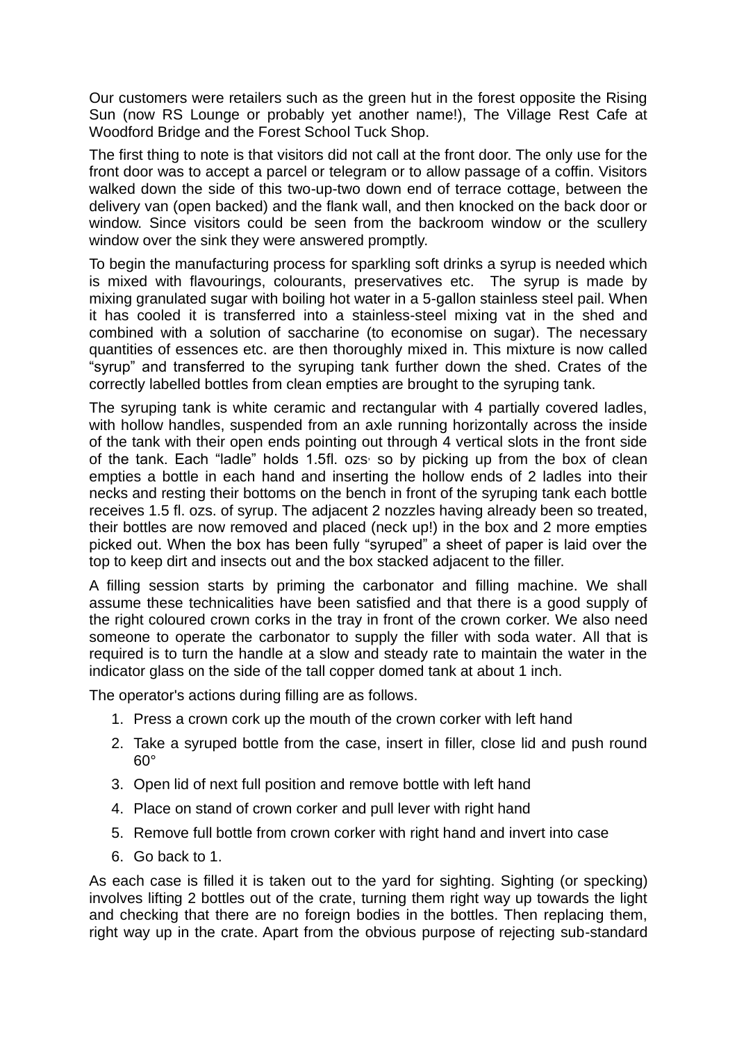Our customers were retailers such as the green hut in the forest opposite the Rising Sun (now RS Lounge or probably yet another name!), The Village Rest Cafe at Woodford Bridge and the Forest School Tuck Shop.

The first thing to note is that visitors did not call at the front door. The only use for the front door was to accept a parcel or telegram or to allow passage of a coffin. Visitors walked down the side of this two-up-two down end of terrace cottage, between the delivery van (open backed) and the flank wall, and then knocked on the back door or window. Since visitors could be seen from the backroom window or the scullery window over the sink they were answered promptly.

To begin the manufacturing process for sparkling soft drinks a syrup is needed which is mixed with flavourings, colourants, preservatives etc. The syrup is made by mixing granulated sugar with boiling hot water in a 5-gallon stainless steel pail. When it has cooled it is transferred into a stainless-steel mixing vat in the shed and combined with a solution of saccharine (to economise on sugar). The necessary quantities of essences etc. are then thoroughly mixed in. This mixture is now called "syrup" and transferred to the syruping tank further down the shed. Crates of the correctly labelled bottles from clean empties are brought to the syruping tank.

The syruping tank is white ceramic and rectangular with 4 partially covered ladles, with hollow handles, suspended from an axle running horizontally across the inside of the tank with their open ends pointing out through 4 vertical slots in the front side of the tank. Each "ladle" holds 1.5fl. ozs, so by picking up from the box of clean empties a bottle in each hand and inserting the hollow ends of 2 ladles into their necks and resting their bottoms on the bench in front of the syruping tank each bottle receives 1.5 fl. ozs. of syrup. The adjacent 2 nozzles having already been so treated, their bottles are now removed and placed (neck up!) in the box and 2 more empties picked out. When the box has been fully "syruped" a sheet of paper is laid over the top to keep dirt and insects out and the box stacked adjacent to the filler.

A filling session starts by priming the carbonator and filling machine. We shall assume these technicalities have been satisfied and that there is a good supply of the right coloured crown corks in the tray in front of the crown corker. We also need someone to operate the carbonator to supply the filler with soda water. All that is required is to turn the handle at a slow and steady rate to maintain the water in the indicator glass on the side of the tall copper domed tank at about 1 inch.

The operator's actions during filling are as follows.

1. Press a crown cork up the mouth of the crown corker with left hand
2. Take a syruped bottle from the case, insert in filler, close lid and push round 60°
3. Open lid of next full position and remove bottle with left hand
4. Place on stand of crown corker and pull lever with right hand
5. Remove full bottle from crown corker with right hand and invert into case
6. Go back to 1.

As each case is filled it is taken out to the yard for sighting. Sighting (or specking) involves lifting 2 bottles out of the crate, turning them right way up towards the light and checking that there are no foreign bodies in the bottles. Then replacing them, right way up in the crate. Apart from the obvious purpose of rejecting sub-standard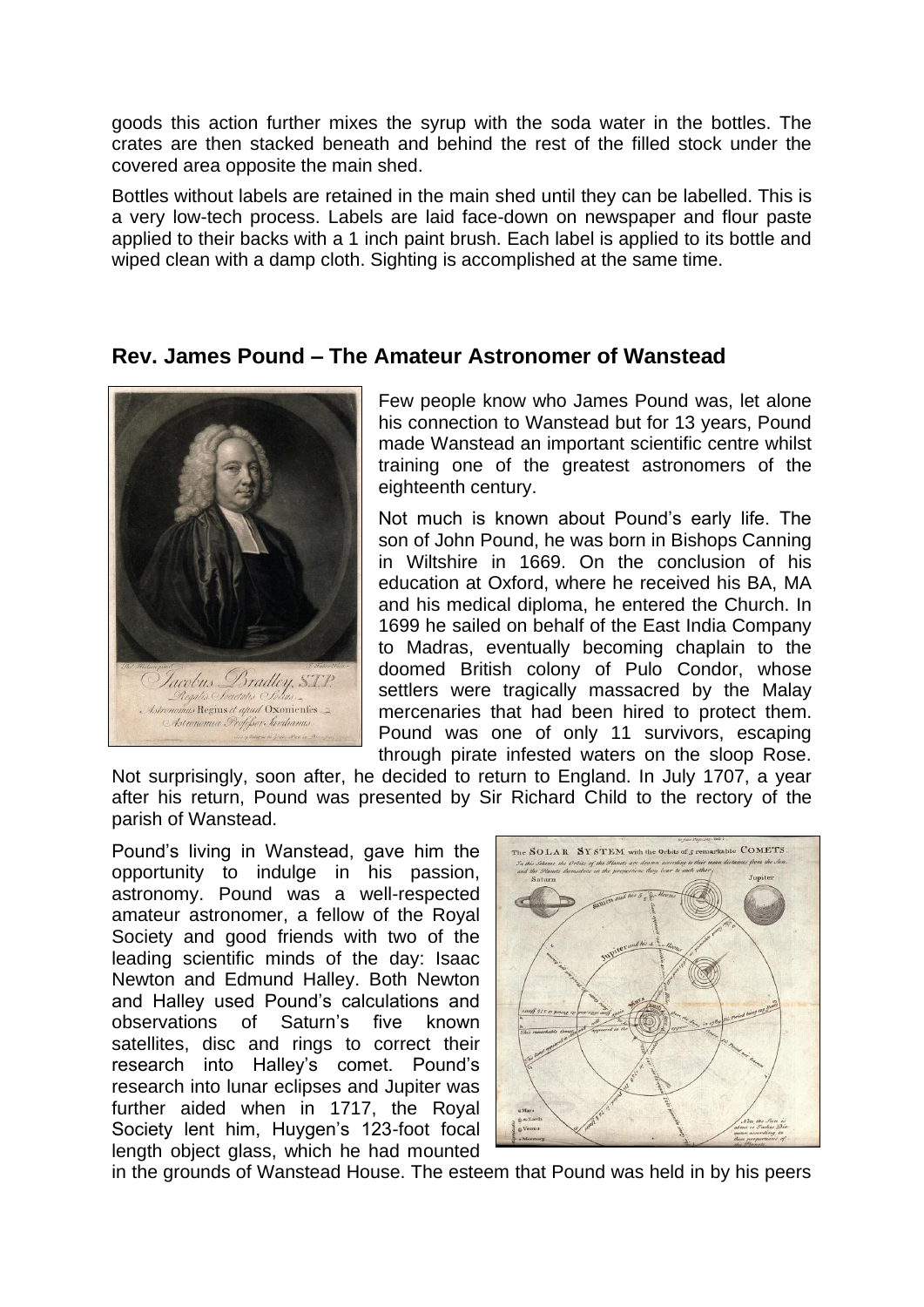goods this action further mixes the syrup with the soda water in the bottles. The crates are then stacked beneath and behind the rest of the filled stock under the covered area opposite the main shed.

Bottles without labels are retained in the main shed until they can be labelled. This is a very low-tech process. Labels are laid face-down on newspaper and flour paste applied to their backs with a 1 inch paint brush. Each label is applied to its bottle and wiped clean with a damp cloth. Sighting is accomplished at the same time.

## Rev. James Pound – The Amateur Astronomer of Wanstead

Few people know who James Pound was, let alone his connection to Wanstead but for 13 years, Pound made Wanstead an important scientific centre whilst training one of the greatest astronomers of the eighteenth century.

Not much is known about Pound's early life. The son of John Pound, he was born in Bishops Canning in Wiltshire in 1669. On the conclusion of his education at Oxford, where he received his BA, MA and his medical diploma, he entered the Church. In 1699 he sailed on behalf of the East India Company to Madras, eventually becoming chaplain to the doomed British colony of Pulo Condor, whose settlers were tragically massacred by the Malay mercenaries that had been hired to protect them. Pound was one of only 11 survivors, escaping through pirate infested waters on the sloop Rose. Not surprisingly, soon after, he decided to return to England. In July 1707, a year after his return, Pound was presented by Sir Richard Child to the rectory of the parish of Wanstead.

Pound's living in Wanstead, gave him the opportunity to indulge in his passion, astronomy. Pound was a well-respected amateur astronomer, a fellow of the Royal Society and good friends with two of the leading scientific minds of the day: Isaac Newton and Edmund Halley. Both Newton and Halley used Pound's calculations and observations of Saturn's five known satellites, disc and rings to correct their research into Halley's comet. Pound's research into lunar eclipses and Jupiter was further aided when in 1717, the Royal Society lent him, Huygen's 123-foot focal length object glass, which he had mounted in the grounds of Wanstead House. The esteem that Pound was held in by his peers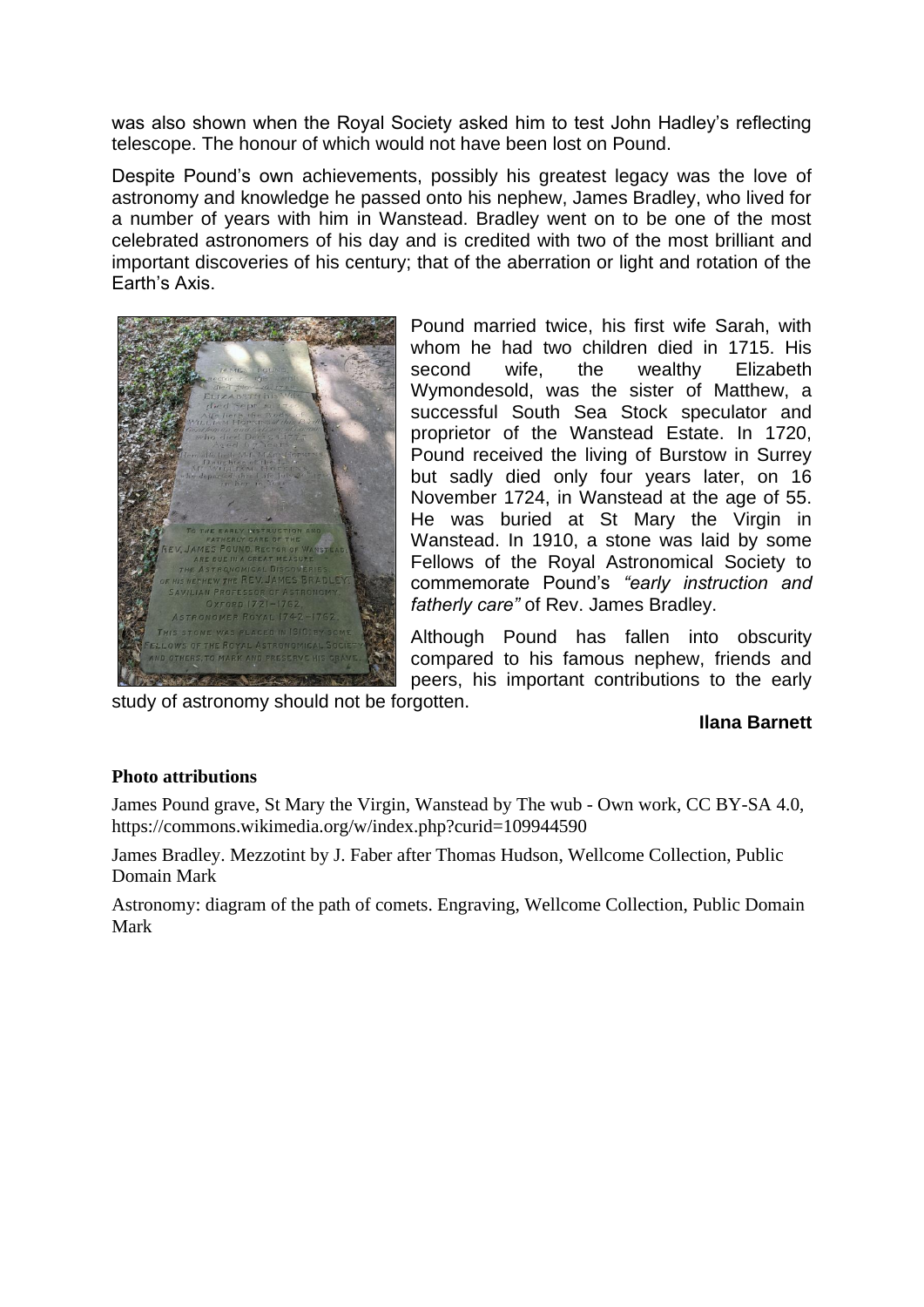was also shown when the Royal Society asked him to test John Hadley's reflecting telescope. The honour of which would not have been lost on Pound.

Despite Pound's own achievements, possibly his greatest legacy was the love of astronomy and knowledge he passed onto his nephew, James Bradley, who lived for a number of years with him in Wanstead. Bradley went on to be one of the most celebrated astronomers of his day and is credited with two of the most brilliant and important discoveries of his century; that of the aberration or light and rotation of the Earth's Axis.

Pound married twice, his first wife Sarah, with whom he had two children died in 1715. His second wife, the wealthy Elizabeth Wymondesold, was the sister of Matthew, a successful South Sea Stock speculator and proprietor of the Wanstead Estate. In 1720, Pound received the living of Burstow in Surrey but sadly died only four years later, on 16 November 1724, in Wanstead at the age of 55. He was buried at St Mary the Virgin in Wanstead. In 1910, a stone was laid by some Fellows of the Royal Astronomical Society to commemorate Pound's *"early instruction and fatherly care"* of Rev. James Bradley.

Although Pound has fallen into obscurity compared to his famous nephew, friends and peers, his important contributions to the early study of astronomy should not be forgotten.

**Ilana Barnett**

**Photo attributions**

James Pound grave, St Mary the Virgin, Wanstead by The wub - Own work, CC BY-SA 4.0, https://commons.wikimedia.org/w/index.php?curid=109944590

James Bradley. Mezzotint by J. Faber after Thomas Hudson, Wellcome Collection, Public Domain Mark

Astronomy: diagram of the path of comets. Engraving, Wellcome Collection, Public Domain Mark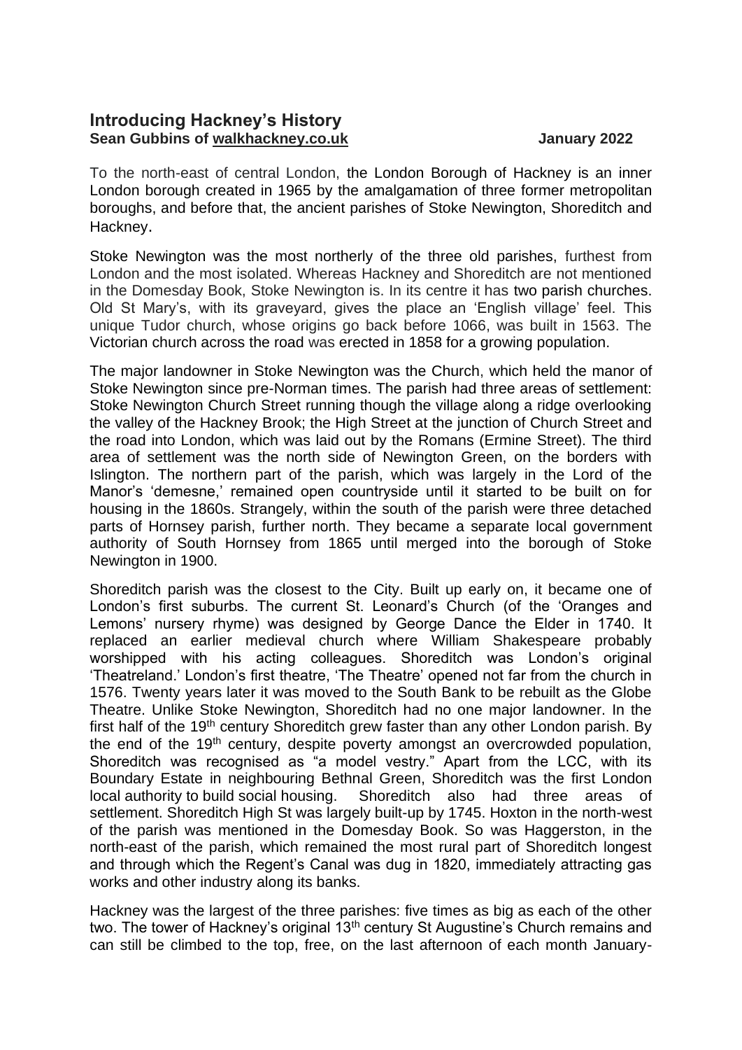## Introducing Hackney's History

**Sean Gubbins of walkhackney.co.uk** **January 2022**

To the north-east of central London, the London Borough of Hackney is an inner London borough created in 1965 by the amalgamation of three former metropolitan boroughs, and before that, the ancient parishes of Stoke Newington, Shoreditch and Hackney.

Stoke Newington was the most northerly of the three old parishes, furthest from London and the most isolated. Whereas Hackney and Shoreditch are not mentioned in the Domesday Book, Stoke Newington is. In its centre it has two parish churches. Old St Mary's, with its graveyard, gives the place an 'English village' feel. This unique Tudor church, whose origins go back before 1066, was built in 1563. The Victorian church across the road was erected in 1858 for a growing population.

The major landowner in Stoke Newington was the Church, which held the manor of Stoke Newington since pre-Norman times. The parish had three areas of settlement: Stoke Newington Church Street running though the village along a ridge overlooking the valley of the Hackney Brook; the High Street at the junction of Church Street and the road into London, which was laid out by the Romans (Ermine Street). The third area of settlement was the north side of Newington Green, on the borders with Islington. The northern part of the parish, which was largely in the Lord of the Manor's 'demesne,' remained open countryside until it started to be built on for housing in the 1860s. Strangely, within the south of the parish were three detached parts of Hornsey parish, further north. They became a separate local government authority of South Hornsey from 1865 until merged into the borough of Stoke Newington in 1900.

Shoreditch parish was the closest to the City. Built up early on, it became one of London's first suburbs. The current St. Leonard's Church (of the 'Oranges and Lemons' nursery rhyme) was designed by George Dance the Elder in 1740. It replaced an earlier medieval church where William Shakespeare probably worshipped with his acting colleagues. Shoreditch was London's original 'Theatreland.' London's first theatre, 'The Theatre' opened not far from the church in 1576. Twenty years later it was moved to the South Bank to be rebuilt as the Globe Theatre. Unlike Stoke Newington, Shoreditch had no one major landowner. In the first half of the 19th century Shoreditch grew faster than any other London parish. By the end of the 19th century, despite poverty amongst an overcrowded population, Shoreditch was recognised as "a model vestry." Apart from the LCC, with its Boundary Estate in neighbouring Bethnal Green, Shoreditch was the first London local authority to build social housing. Shoreditch also had three areas of settlement. Shoreditch High St was largely built-up by 1745. Hoxton in the north-west of the parish was mentioned in the Domesday Book. So was Haggerston, in the north-east of the parish, which remained the most rural part of Shoreditch longest and through which the Regent's Canal was dug in 1820, immediately attracting gas works and other industry along its banks.

Hackney was the largest of the three parishes: five times as big as each of the other two. The tower of Hackney's original 13th century St Augustine's Church remains and can still be climbed to the top, free, on the last afternoon of each month January-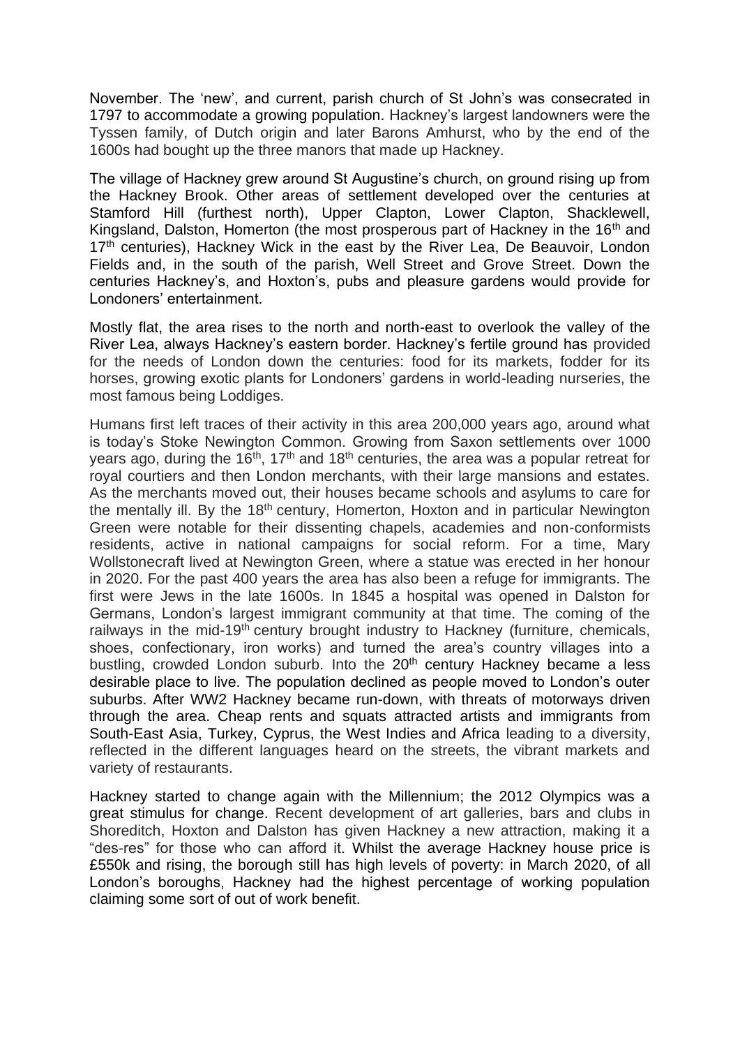November. The 'new', and current, parish church of St John's was consecrated in 1797 to accommodate a growing population. Hackney's largest landowners were the Tyssen family, of Dutch origin and later Barons Amhurst, who by the end of the 1600s had bought up the three manors that made up Hackney.

The village of Hackney grew around St Augustine's church, on ground rising up from the Hackney Brook. Other areas of settlement developed over the centuries at Stamford Hill (furthest north), Upper Clapton, Lower Clapton, Shacklewell, Kingsland, Dalston, Homerton (the most prosperous part of Hackney in the 16th and 17th centuries), Hackney Wick in the east by the River Lea, De Beauvoir, London Fields and, in the south of the parish, Well Street and Grove Street. Down the centuries Hackney's, and Hoxton's, pubs and pleasure gardens would provide for Londoners' entertainment.

Mostly flat, the area rises to the north and north-east to overlook the valley of the River Lea, always Hackney's eastern border. Hackney's fertile ground has provided for the needs of London down the centuries: food for its markets, fodder for its horses, growing exotic plants for Londoners' gardens in world-leading nurseries, the most famous being Loddiges.

Humans first left traces of their activity in this area 200,000 years ago, around what is today's Stoke Newington Common. Growing from Saxon settlements over 1000 years ago, during the 16th, 17th and 18th centuries, the area was a popular retreat for royal courtiers and then London merchants, with their large mansions and estates. As the merchants moved out, their houses became schools and asylums to care for the mentally ill. By the 18th century, Homerton, Hoxton and in particular Newington Green were notable for their dissenting chapels, academies and non-conformists residents, active in national campaigns for social reform. For a time, Mary Wollstonecraft lived at Newington Green, where a statue was erected in her honour in 2020. For the past 400 years the area has also been a refuge for immigrants. The first were Jews in the late 1600s. In 1845 a hospital was opened in Dalston for Germans, London's largest immigrant community at that time. The coming of the railways in the mid-19th century brought industry to Hackney (furniture, chemicals, shoes, confectionary, iron works) and turned the area's country villages into a bustling, crowded London suburb. Into the 20th century Hackney became a less desirable place to live. The population declined as people moved to London's outer suburbs. After WW2 Hackney became run-down, with threats of motorways driven through the area. Cheap rents and squats attracted artists and immigrants from South-East Asia, Turkey, Cyprus, the West Indies and Africa leading to a diversity, reflected in the different languages heard on the streets, the vibrant markets and variety of restaurants.

Hackney started to change again with the Millennium; the 2012 Olympics was a great stimulus for change. Recent development of art galleries, bars and clubs in Shoreditch, Hoxton and Dalston has given Hackney a new attraction, making it a "des-res" for those who can afford it. Whilst the average Hackney house price is £550k and rising, the borough still has high levels of poverty: in March 2020, of all London's boroughs, Hackney had the highest percentage of working population claiming some sort of out of work benefit.